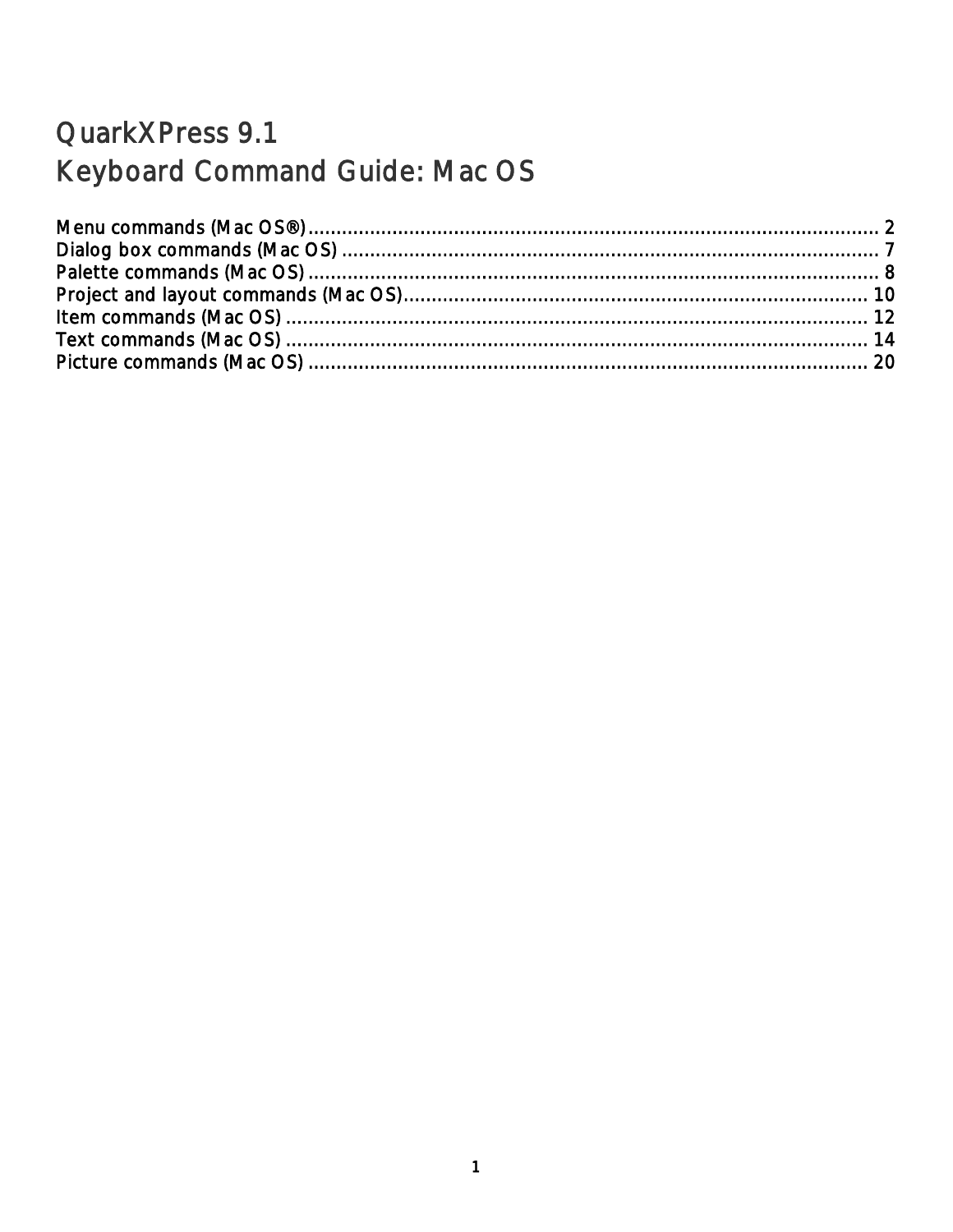# QuarkXPress 9.1
# Keyboard Command Guide: Mac OS

Menu commands (Mac OS®) .......................................................... 2
Dialog box commands (Mac OS) .......................................................... 7
Palette commands (Mac OS) .......................................................... 8
Project and layout commands (Mac OS) .......................................................... 10
Item commands (Mac OS) .......................................................... 12
Text commands (Mac OS) .......................................................... 14
Picture commands (Mac OS) .......................................................... 20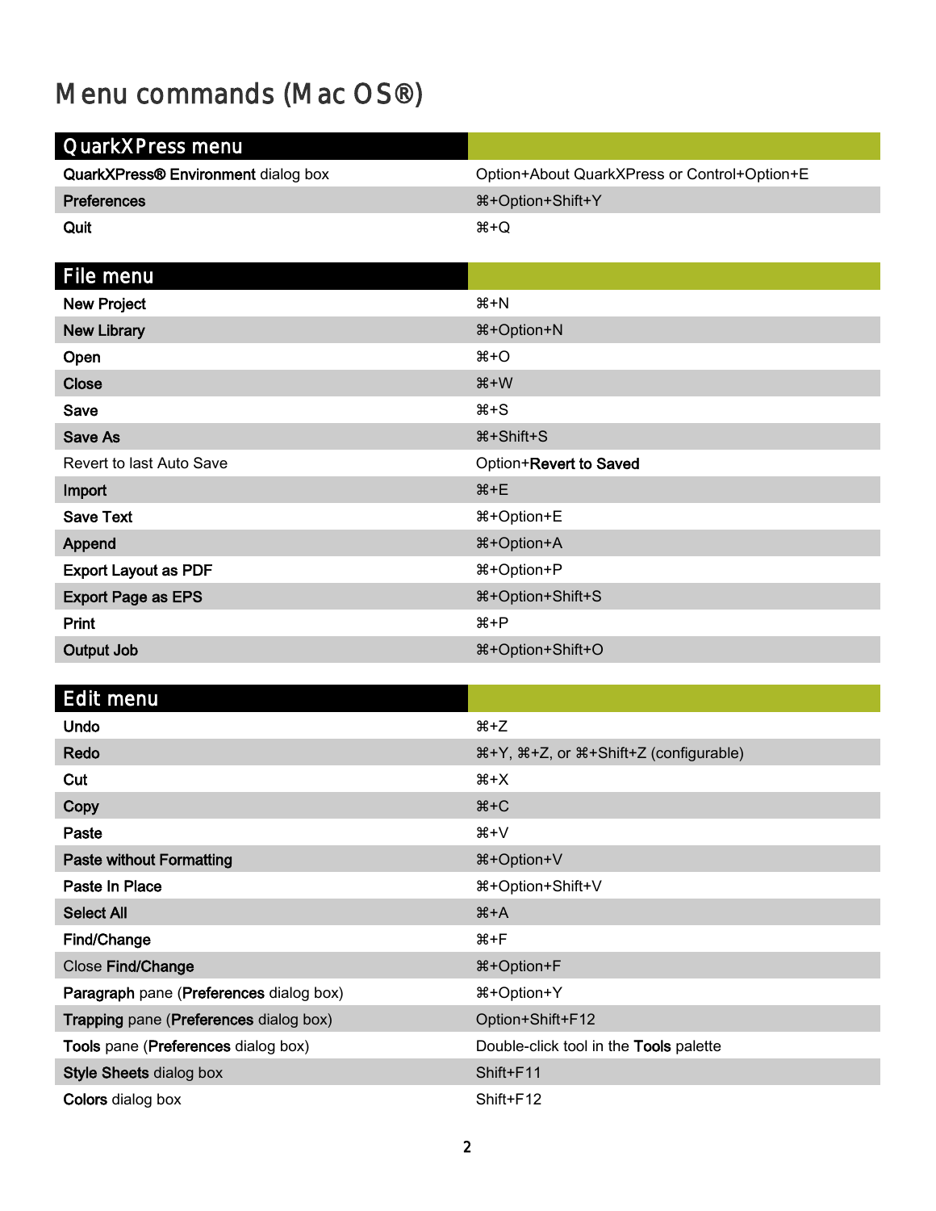# Menu commands (Mac OS®)

| QuarkXPress menu | |
|---|---|
| **QuarkXPress® Environment** dialog box | Option+About QuarkXPress or Control+Option+E |
| **Preferences** | ⌘+Option+Shift+Y |
| **Quit** | ⌘+Q |

| File menu | |
|---|---|
| **New Project** | ⌘+N |
| **New Library** | ⌘+Option+N |
| **Open** | ⌘+O |
| **Close** | ⌘+W |
| **Save** | ⌘+S |
| **Save As** | ⌘+Shift+S |
| Revert to last Auto Save | Option+**Revert to Saved** |
| **Import** | ⌘+E |
| **Save Text** | ⌘+Option+E |
| **Append** | ⌘+Option+A |
| **Export Layout as PDF** | ⌘+Option+P |
| **Export Page as EPS** | ⌘+Option+Shift+S |
| **Print** | ⌘+P |
| **Output Job** | ⌘+Option+Shift+O |

| Edit menu | |
|---|---|
| **Undo** | ⌘+Z |
| **Redo** | ⌘+Y, ⌘+Z, or ⌘+Shift+Z (configurable) |
| **Cut** | ⌘+X |
| **Copy** | ⌘+C |
| **Paste** | ⌘+V |
| **Paste without Formatting** | ⌘+Option+V |
| **Paste In Place** | ⌘+Option+Shift+V |
| **Select All** | ⌘+A |
| **Find/Change** | ⌘+F |
| Close **Find/Change** | ⌘+Option+F |
| **Paragraph** pane (**Preferences** dialog box) | ⌘+Option+Y |
| **Trapping** pane (**Preferences** dialog box) | Option+Shift+F12 |
| **Tools** pane (**Preferences** dialog box) | Double-click tool in the **Tools** palette |
| **Style Sheets** dialog box | Shift+F11 |
| **Colors** dialog box | Shift+F12 |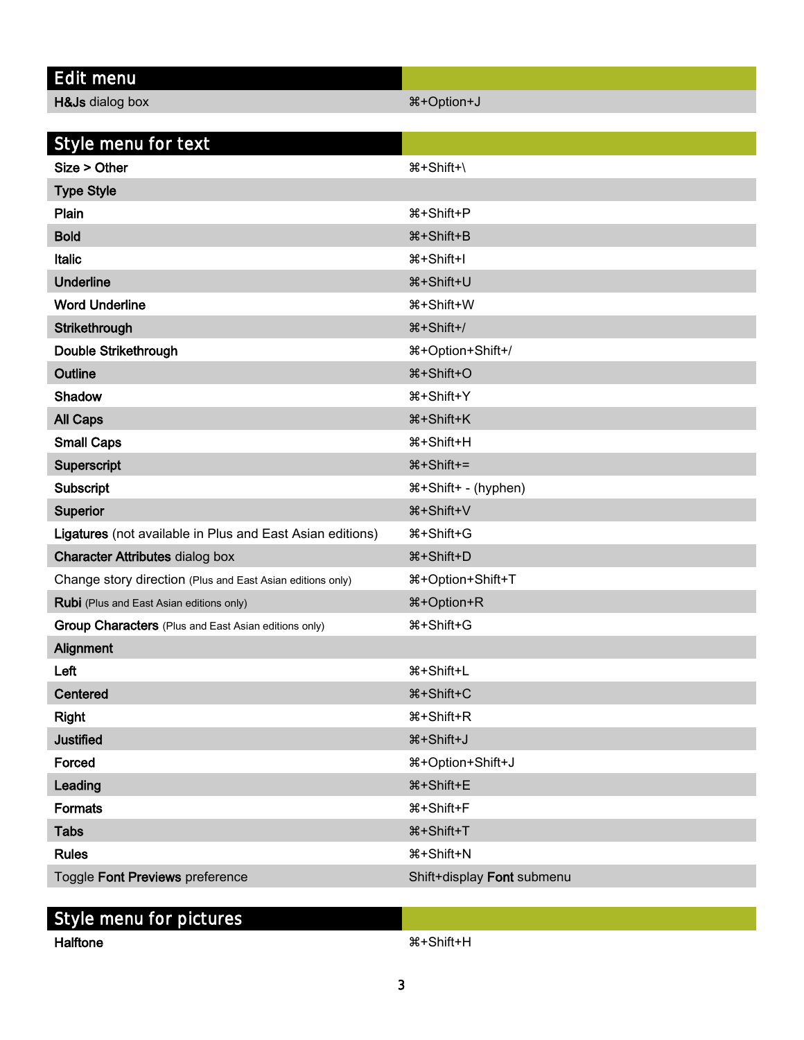## Edit menu

| | |
|---|---|
| **H&Js** dialog box | ⌘+Option+J |

## Style menu for text

| | |
|---|---|
| **Size > Other** | ⌘+Shift+\ |
| **Type Style** | |
| **Plain** | ⌘+Shift+P |
| **Bold** | ⌘+Shift+B |
| **Italic** | ⌘+Shift+I |
| **Underline** | ⌘+Shift+U |
| **Word Underline** | ⌘+Shift+W |
| **Strikethrough** | ⌘+Shift+/ |
| **Double Strikethrough** | ⌘+Option+Shift+/ |
| **Outline** | ⌘+Shift+O |
| **Shadow** | ⌘+Shift+Y |
| **All Caps** | ⌘+Shift+K |
| **Small Caps** | ⌘+Shift+H |
| **Superscript** | ⌘+Shift+= |
| **Subscript** | ⌘+Shift+ - (hyphen) |
| **Superior** | ⌘+Shift+V |
| **Ligatures** (not available in Plus and East Asian editions) | ⌘+Shift+G |
| **Character Attributes** dialog box | ⌘+Shift+D |
| Change story direction (Plus and East Asian editions only) | ⌘+Option+Shift+T |
| **Rubi** (Plus and East Asian editions only) | ⌘+Option+R |
| **Group Characters** (Plus and East Asian editions only) | ⌘+Shift+G |
| **Alignment** | |
| **Left** | ⌘+Shift+L |
| **Centered** | ⌘+Shift+C |
| **Right** | ⌘+Shift+R |
| **Justified** | ⌘+Shift+J |
| **Forced** | ⌘+Option+Shift+J |
| **Leading** | ⌘+Shift+E |
| **Formats** | ⌘+Shift+F |
| **Tabs** | ⌘+Shift+T |
| **Rules** | ⌘+Shift+N |
| Toggle **Font Previews** preference | Shift+display **Font** submenu |

## Style menu for pictures

| | |
|---|---|
| **Halftone** | ⌘+Shift+H |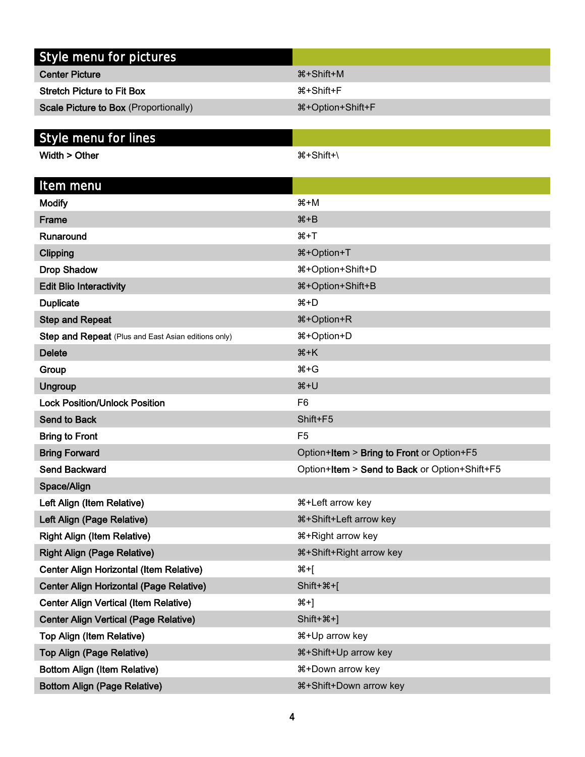## Style menu for pictures

| Command | Shortcut |
|---|---|
| **Center Picture** | ⌘+Shift+M |
| **Stretch Picture to Fit Box** | ⌘+Shift+F |
| **Scale Picture to Box** (Proportionally) | ⌘+Option+Shift+F |

## Style menu for lines

| Command | Shortcut |
|---|---|
| **Width > Other** | ⌘+Shift+\ |

## Item menu

| Command | Shortcut |
|---|---|
| **Modify** | ⌘+M |
| **Frame** | ⌘+B |
| **Runaround** | ⌘+T |
| **Clipping** | ⌘+Option+T |
| **Drop Shadow** | ⌘+Option+Shift+D |
| **Edit Blio Interactivity** | ⌘+Option+Shift+B |
| **Duplicate** | ⌘+D |
| **Step and Repeat** | ⌘+Option+R |
| **Step and Repeat** (Plus and East Asian editions only) | ⌘+Option+D |
| **Delete** | ⌘+K |
| **Group** | ⌘+G |
| **Ungroup** | ⌘+U |
| **Lock Position/Unlock Position** | F6 |
| **Send to Back** | Shift+F5 |
| **Bring to Front** | F5 |
| **Bring Forward** | Option+**Item** > **Bring to Front** or Option+F5 |
| **Send Backward** | Option+**Item** > **Send to Back** or Option+Shift+F5 |
| **Space/Align** | |
| **Left Align (Item Relative)** | ⌘+Left arrow key |
| **Left Align (Page Relative)** | ⌘+Shift+Left arrow key |
| **Right Align (Item Relative)** | ⌘+Right arrow key |
| **Right Align (Page Relative)** | ⌘+Shift+Right arrow key |
| **Center Align Horizontal (Item Relative)** | ⌘+[ |
| **Center Align Horizontal (Page Relative)** | Shift+⌘+[ |
| **Center Align Vertical (Item Relative)** | ⌘+] |
| **Center Align Vertical (Page Relative)** | Shift+⌘+] |
| **Top Align (Item Relative)** | ⌘+Up arrow key |
| **Top Align (Page Relative)** | ⌘+Shift+Up arrow key |
| **Bottom Align (Item Relative)** | ⌘+Down arrow key |
| **Bottom Align (Page Relative)** | ⌘+Shift+Down arrow key |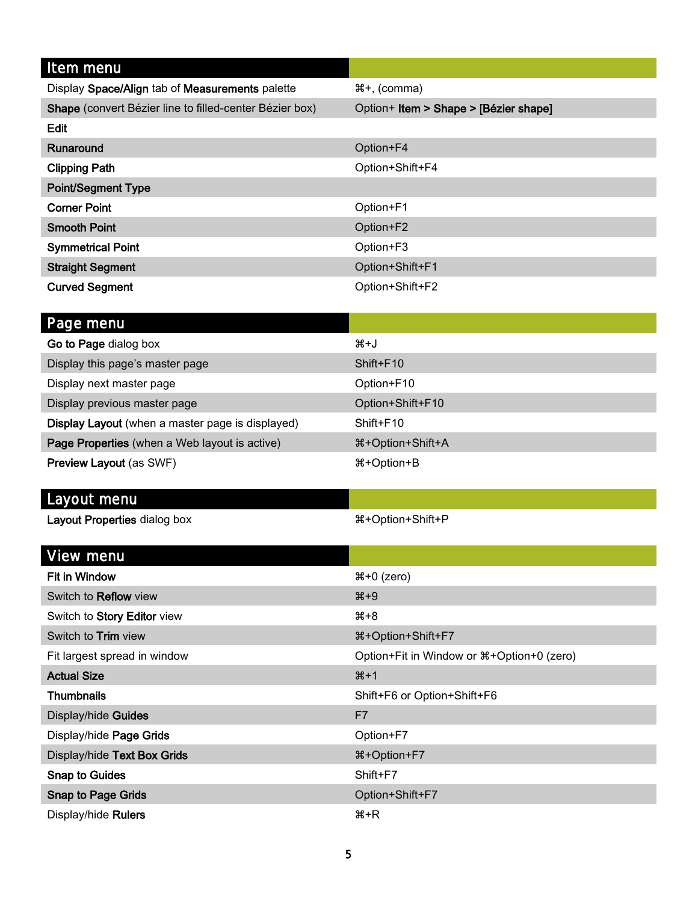| Item menu | |
|---|---|
| Display **Space/Align** tab of **Measurements** palette | ⌘+, (comma) |
| **Shape** (convert Bézier line to filled-center Bézier box) | Option+ **Item > Shape > [Bézier shape]** |
| **Edit** | |
| **Runaround** | Option+F4 |
| **Clipping Path** | Option+Shift+F4 |
| **Point/Segment Type** | |
| **Corner Point** | Option+F1 |
| **Smooth Point** | Option+F2 |
| **Symmetrical Point** | Option+F3 |
| **Straight Segment** | Option+Shift+F1 |
| **Curved Segment** | Option+Shift+F2 |

| Page menu | |
|---|---|
| **Go to Page** dialog box | ⌘+J |
| Display this page's master page | Shift+F10 |
| Display next master page | Option+F10 |
| Display previous master page | Option+Shift+F10 |
| **Display Layout** (when a master page is displayed) | Shift+F10 |
| **Page Properties** (when a Web layout is active) | ⌘+Option+Shift+A |
| **Preview Layout** (as SWF) | ⌘+Option+B |

| Layout menu | |
|---|---|
| **Layout Properties** dialog box | ⌘+Option+Shift+P |

| View menu | |
|---|---|
| **Fit in Window** | ⌘+0 (zero) |
| Switch to **Reflow** view | ⌘+9 |
| Switch to **Story Editor** view | ⌘+8 |
| Switch to **Trim** view | ⌘+Option+Shift+F7 |
| Fit largest spread in window | Option+Fit in Window or ⌘+Option+0 (zero) |
| **Actual Size** | ⌘+1 |
| **Thumbnails** | Shift+F6 or Option+Shift+F6 |
| Display/hide **Guides** | F7 |
| Display/hide **Page Grids** | Option+F7 |
| Display/hide **Text Box Grids** | ⌘+Option+F7 |
| **Snap to Guides** | Shift+F7 |
| **Snap to Page Grids** | Option+Shift+F7 |
| Display/hide **Rulers** | ⌘+R |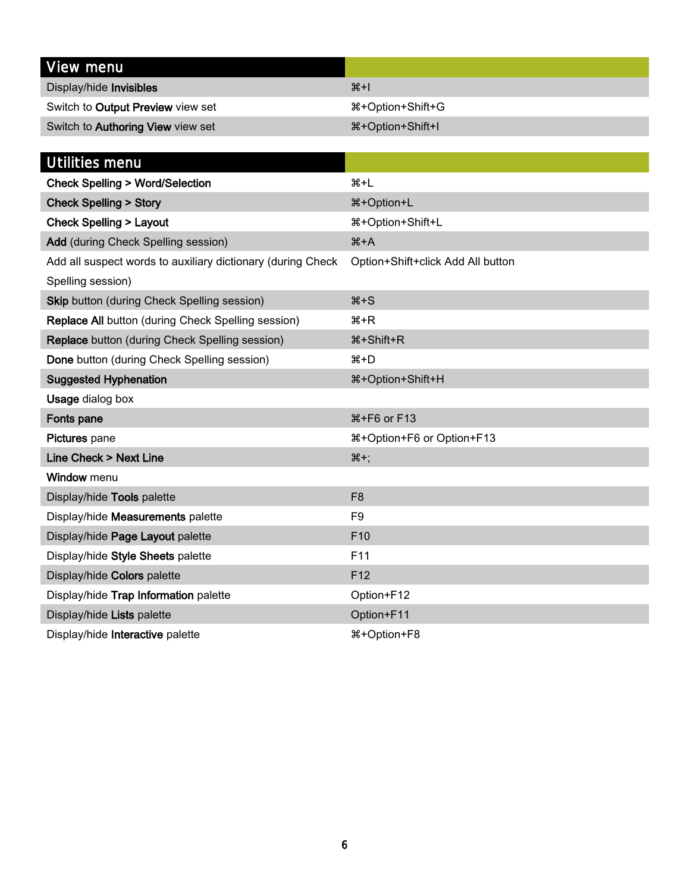| View menu | |
|---|---|
| Display/hide **Invisibles** | ⌘+I |
| Switch to **Output Preview** view set | ⌘+Option+Shift+G |
| Switch to **Authoring View** view set | ⌘+Option+Shift+I |

| Utilities menu | |
|---|---|
| **Check Spelling > Word/Selection** | ⌘+L |
| **Check Spelling > Story** | ⌘+Option+L |
| **Check Spelling > Layout** | ⌘+Option+Shift+L |
| **Add** (during Check Spelling session) | ⌘+A |
| Add all suspect words to auxiliary dictionary (during Check Spelling session) | Option+Shift+click Add All button |
| **Skip** button (during Check Spelling session) | ⌘+S |
| **Replace All** button (during Check Spelling session) | ⌘+R |
| **Replace** button (during Check Spelling session) | ⌘+Shift+R |
| **Done** button (during Check Spelling session) | ⌘+D |
| **Suggested Hyphenation** | ⌘+Option+Shift+H |
| **Usage** dialog box | |
| **Fonts pane** | ⌘+F6 or F13 |
| **Pictures** pane | ⌘+Option+F6 or Option+F13 |
| **Line Check > Next Line** | ⌘+; |
| **Window** menu | |
| Display/hide **Tools** palette | F8 |
| Display/hide **Measurements** palette | F9 |
| Display/hide **Page Layout** palette | F10 |
| Display/hide **Style Sheets** palette | F11 |
| Display/hide **Colors** palette | F12 |
| Display/hide **Trap Information** palette | Option+F12 |
| Display/hide **Lists** palette | Option+F11 |
| Display/hide **Interactive** palette | ⌘+Option+F8 |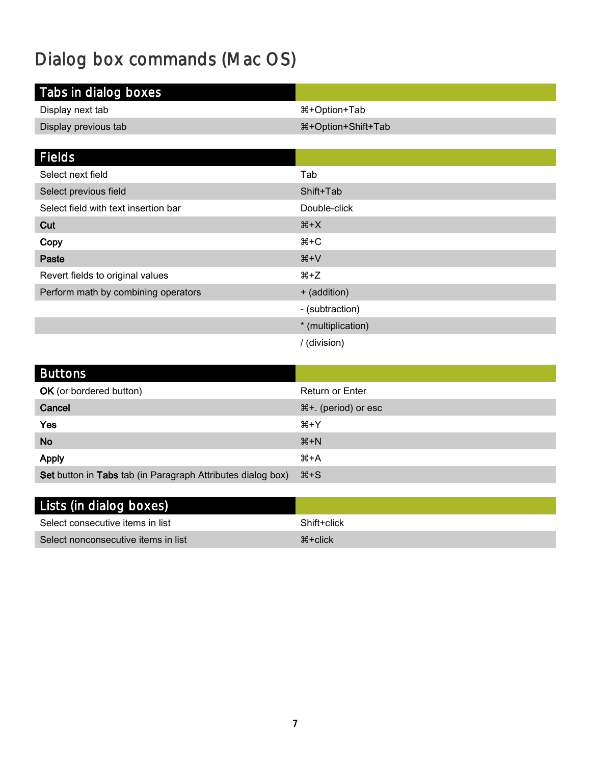# Dialog box commands (Mac OS)

| Tabs in dialog boxes | |
|---|---|
| Display next tab | ⌘+Option+Tab |
| Display previous tab | ⌘+Option+Shift+Tab |

| Fields | |
|---|---|
| Select next field | Tab |
| Select previous field | Shift+Tab |
| Select field with text insertion bar | Double-click |
| **Cut** | ⌘+X |
| **Copy** | ⌘+C |
| **Paste** | ⌘+V |
| Revert fields to original values | ⌘+Z |
| Perform math by combining operators | + (addition) |
| | - (subtraction) |
| | * (multiplication) |
| | / (division) |

| Buttons | |
|---|---|
| **OK** (or bordered button) | Return or Enter |
| **Cancel** | ⌘+. (period) or esc |
| **Yes** | ⌘+Y |
| **No** | ⌘+N |
| **Apply** | ⌘+A |
| **Set** button in **Tabs** tab (in Paragraph Attributes dialog box) | ⌘+S |

| Lists (in dialog boxes) | |
|---|---|
| Select consecutive items in list | Shift+click |
| Select nonconsecutive items in list | ⌘+click |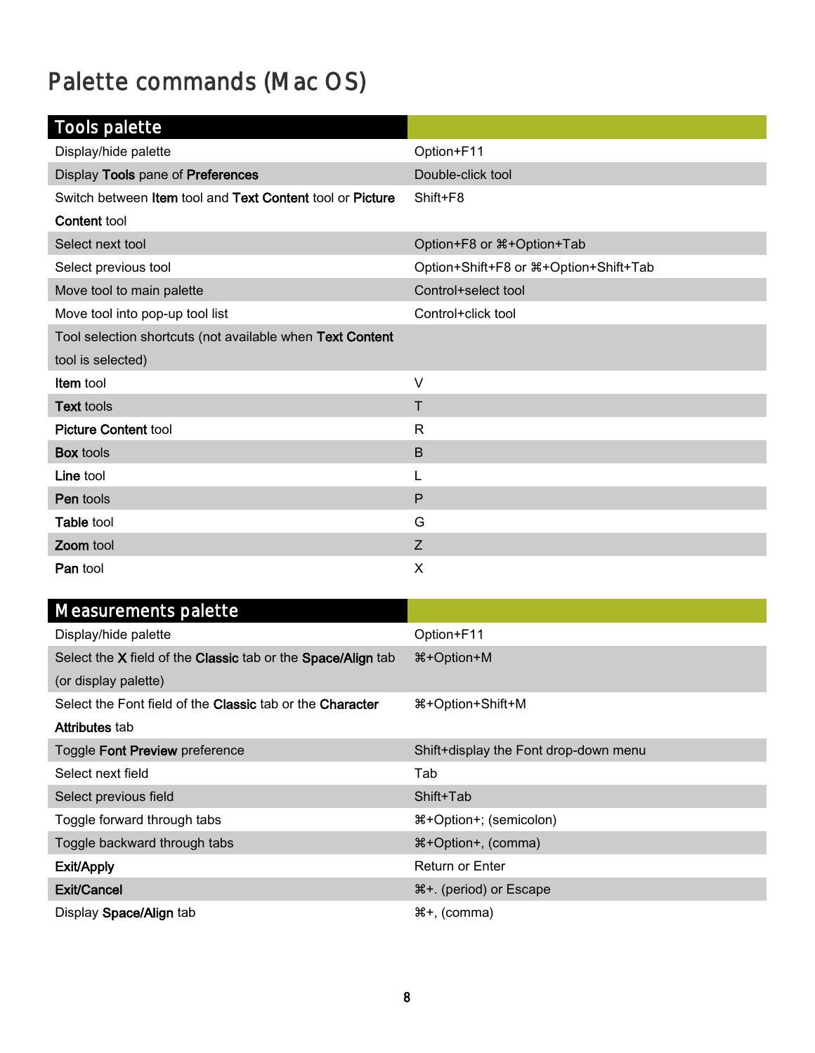# Palette commands (Mac OS)

| Tools palette | |
|---|---|
| Display/hide palette | Option+F11 |
| Display **Tools** pane of **Preferences** | Double-click tool |
| Switch between **Item** tool and **Text Content** tool or **Picture Content** tool | Shift+F8 |
| Select next tool | Option+F8 or ⌘+Option+Tab |
| Select previous tool | Option+Shift+F8 or ⌘+Option+Shift+Tab |
| Move tool to main palette | Control+select tool |
| Move tool into pop-up tool list | Control+click tool |
| Tool selection shortcuts (not available when **Text Content** tool is selected) | |
| **Item** tool | V |
| **Text** tools | T |
| **Picture Content** tool | R |
| **Box** tools | B |
| **Line** tool | L |
| **Pen** tools | P |
| **Table** tool | G |
| **Zoom** tool | Z |
| **Pan** tool | X |

| Measurements palette | |
|---|---|
| Display/hide palette | Option+F11 |
| Select the **X** field of the **Classic** tab or the **Space/Align** tab (or display palette) | ⌘+Option+M |
| Select the Font field of the **Classic** tab or the **Character Attributes** tab | ⌘+Option+Shift+M |
| Toggle **Font Preview** preference | Shift+display the Font drop-down menu |
| Select next field | Tab |
| Select previous field | Shift+Tab |
| Toggle forward through tabs | ⌘+Option+; (semicolon) |
| Toggle backward through tabs | ⌘+Option+, (comma) |
| **Exit/Apply** | Return or Enter |
| **Exit/Cancel** | ⌘+. (period) or Escape |
| Display **Space/Align** tab | ⌘+, (comma) |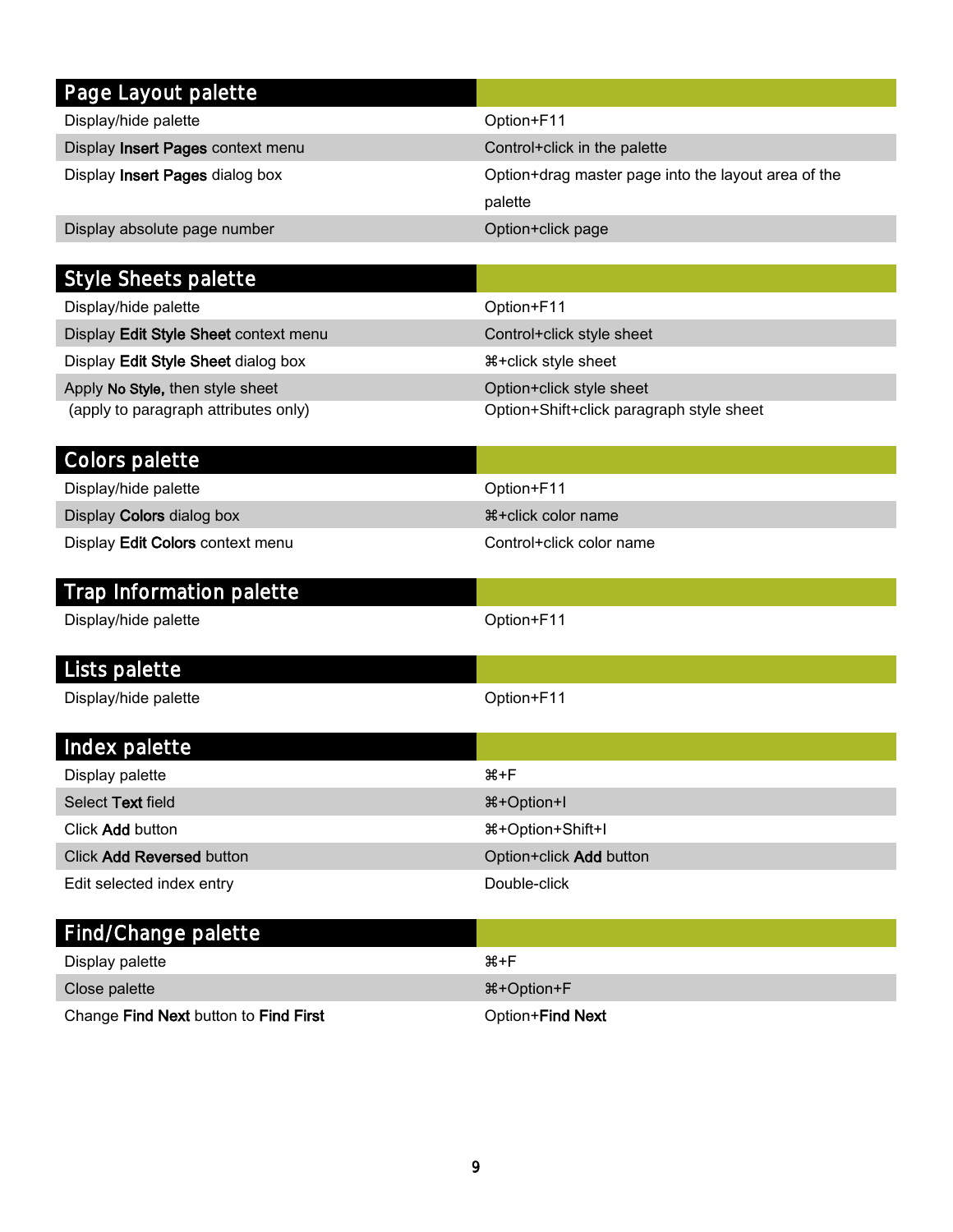## Page Layout palette

| | |
|---|---|
| Display/hide palette | Option+F11 |
| Display **Insert Pages** context menu | Control+click in the palette |
| Display **Insert Pages** dialog box | Option+drag master page into the layout area of the palette |
| Display absolute page number | Option+click page |

## Style Sheets palette

| | |
|---|---|
| Display/hide palette | Option+F11 |
| Display **Edit Style Sheet** context menu | Control+click style sheet |
| Display **Edit Style Sheet** dialog box | ⌘+click style sheet |
| Apply **No Style,** then style sheet | Option+click style sheet |
| (apply to paragraph attributes only) | Option+Shift+click paragraph style sheet |

## Colors palette

| | |
|---|---|
| Display/hide palette | Option+F11 |
| Display **Colors** dialog box | ⌘+click color name |
| Display **Edit Colors** context menu | Control+click color name |

## Trap Information palette

| | |
|---|---|
| Display/hide palette | Option+F11 |

## Lists palette

| | |
|---|---|
| Display/hide palette | Option+F11 |

## Index palette

| | |
|---|---|
| Display palette | ⌘+F |
| Select **Text** field | ⌘+Option+I |
| Click **Add** button | ⌘+Option+Shift+I |
| Click **Add Reversed** button | Option+click **Add** button |
| Edit selected index entry | Double-click |

## Find/Change palette

| | |
|---|---|
| Display palette | ⌘+F |
| Close palette | ⌘+Option+F |
| Change **Find Next** button to **Find First** | Option+**Find Next** |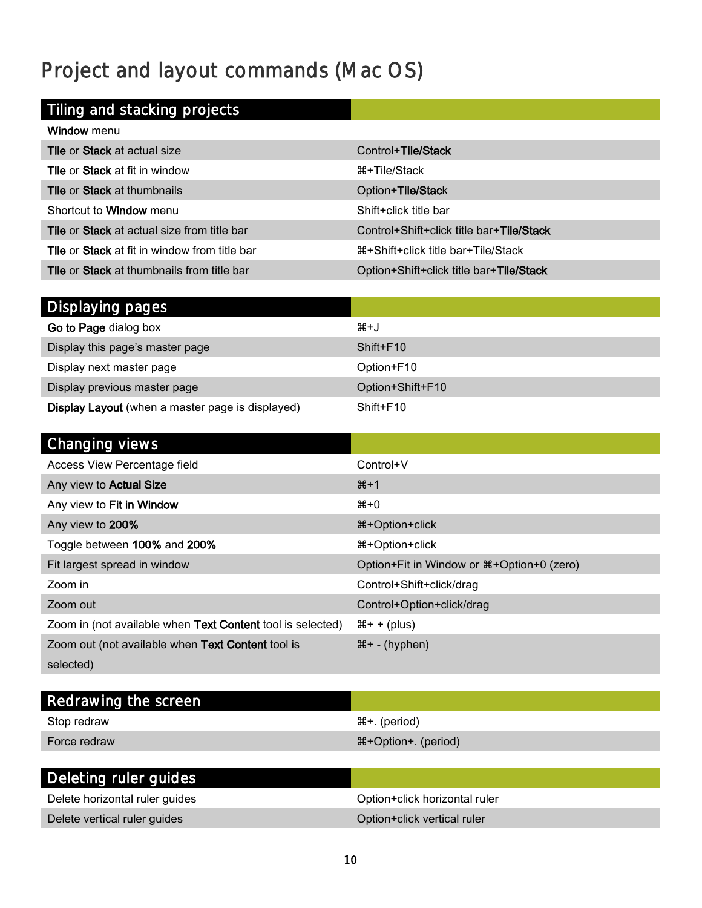# Project and layout commands (Mac OS)

| Tiling and stacking projects | |
|---|---|
| **Window** menu | |
| **Tile** or **Stack** at actual size | Control+**Tile/Stack** |
| **Tile** or **Stack** at fit in window | ⌘+Tile/Stack |
| **Tile** or **Stack** at thumbnails | Option+**Tile/Stack** |
| Shortcut to **Window** menu | Shift+click title bar |
| **Tile** or **Stack** at actual size from title bar | Control+Shift+click title bar+**Tile/Stack** |
| **Tile** or **Stack** at fit in window from title bar | ⌘+Shift+click title bar+Tile/Stack |
| **Tile** or **Stack** at thumbnails from title bar | Option+Shift+click title bar+**Tile/Stack** |

| Displaying pages | |
|---|---|
| **Go to Page** dialog box | ⌘+J |
| Display this page's master page | Shift+F10 |
| Display next master page | Option+F10 |
| Display previous master page | Option+Shift+F10 |
| **Display Layout** (when a master page is displayed) | Shift+F10 |

| Changing views | |
|---|---|
| Access View Percentage field | Control+V |
| Any view to **Actual Size** | ⌘+1 |
| Any view to **Fit in Window** | ⌘+0 |
| Any view to **200%** | ⌘+Option+click |
| Toggle between **100%** and **200%** | ⌘+Option+click |
| Fit largest spread in window | Option+Fit in Window or ⌘+Option+0 (zero) |
| Zoom in | Control+Shift+click/drag |
| Zoom out | Control+Option+click/drag |
| Zoom in (not available when **Text Content** tool is selected) | ⌘+ + (plus) |
| Zoom out (not available when **Text Content** tool is selected) | ⌘+ - (hyphen) |

| Redrawing the screen | |
|---|---|
| Stop redraw | ⌘+. (period) |
| Force redraw | ⌘+Option+. (period) |

| Deleting ruler guides | |
|---|---|
| Delete horizontal ruler guides | Option+click horizontal ruler |
| Delete vertical ruler guides | Option+click vertical ruler |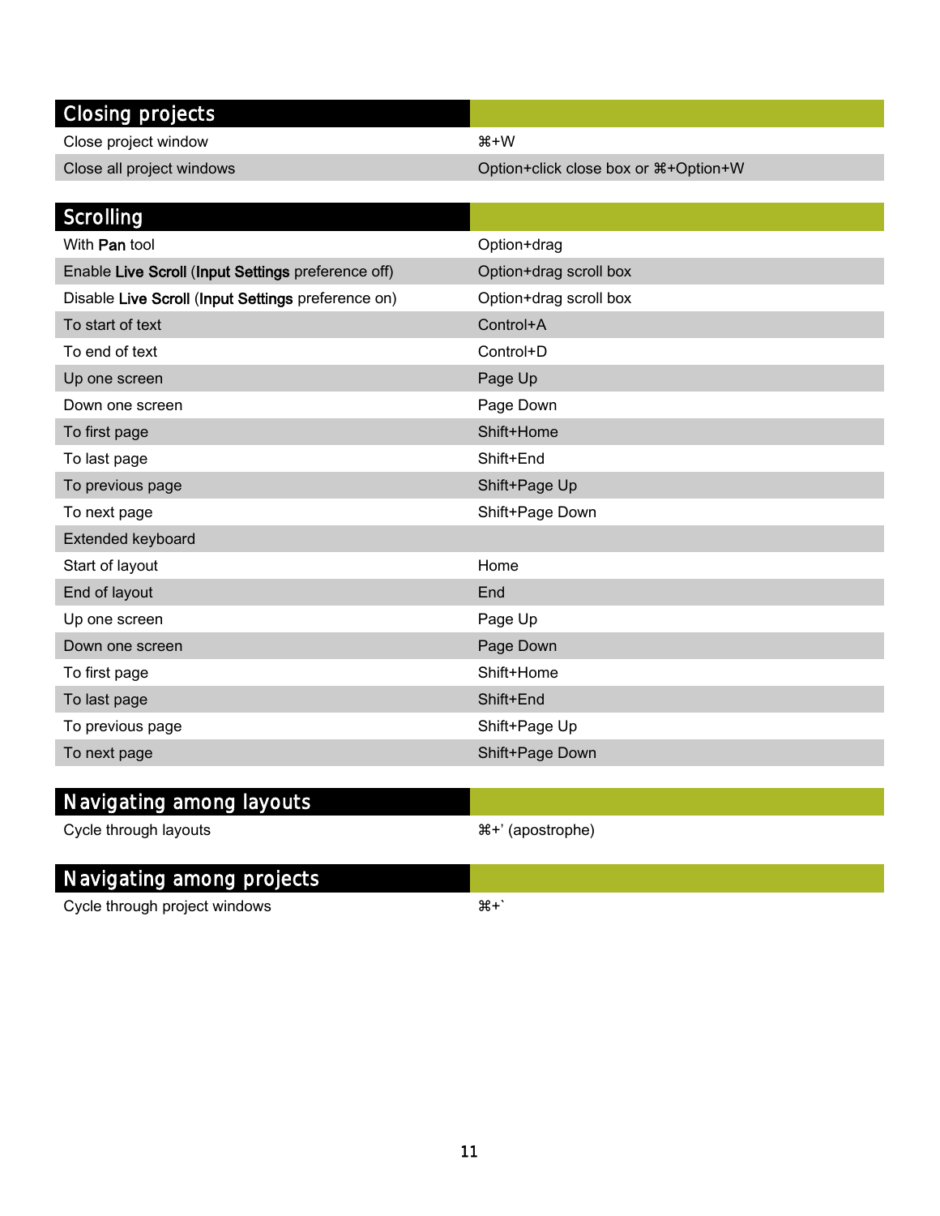## Closing projects

| | |
|---|---|
| Close project window | ⌘+W |
| Close all project windows | Option+click close box or ⌘+Option+W |

## Scrolling

| | |
|---|---|
| With **Pan** tool | Option+drag |
| Enable **Live Scroll** (**Input Settings** preference off) | Option+drag scroll box |
| Disable **Live Scroll** (**Input Settings** preference on) | Option+drag scroll box |
| To start of text | Control+A |
| To end of text | Control+D |
| Up one screen | Page Up |
| Down one screen | Page Down |
| To first page | Shift+Home |
| To last page | Shift+End |
| To previous page | Shift+Page Up |
| To next page | Shift+Page Down |
| Extended keyboard | |
| Start of layout | Home |
| End of layout | End |
| Up one screen | Page Up |
| Down one screen | Page Down |
| To first page | Shift+Home |
| To last page | Shift+End |
| To previous page | Shift+Page Up |
| To next page | Shift+Page Down |

## Navigating among layouts

| | |
|---|---|
| Cycle through layouts | ⌘+' (apostrophe) |

## Navigating among projects

| | |
|---|---|
| Cycle through project windows | ⌘+` |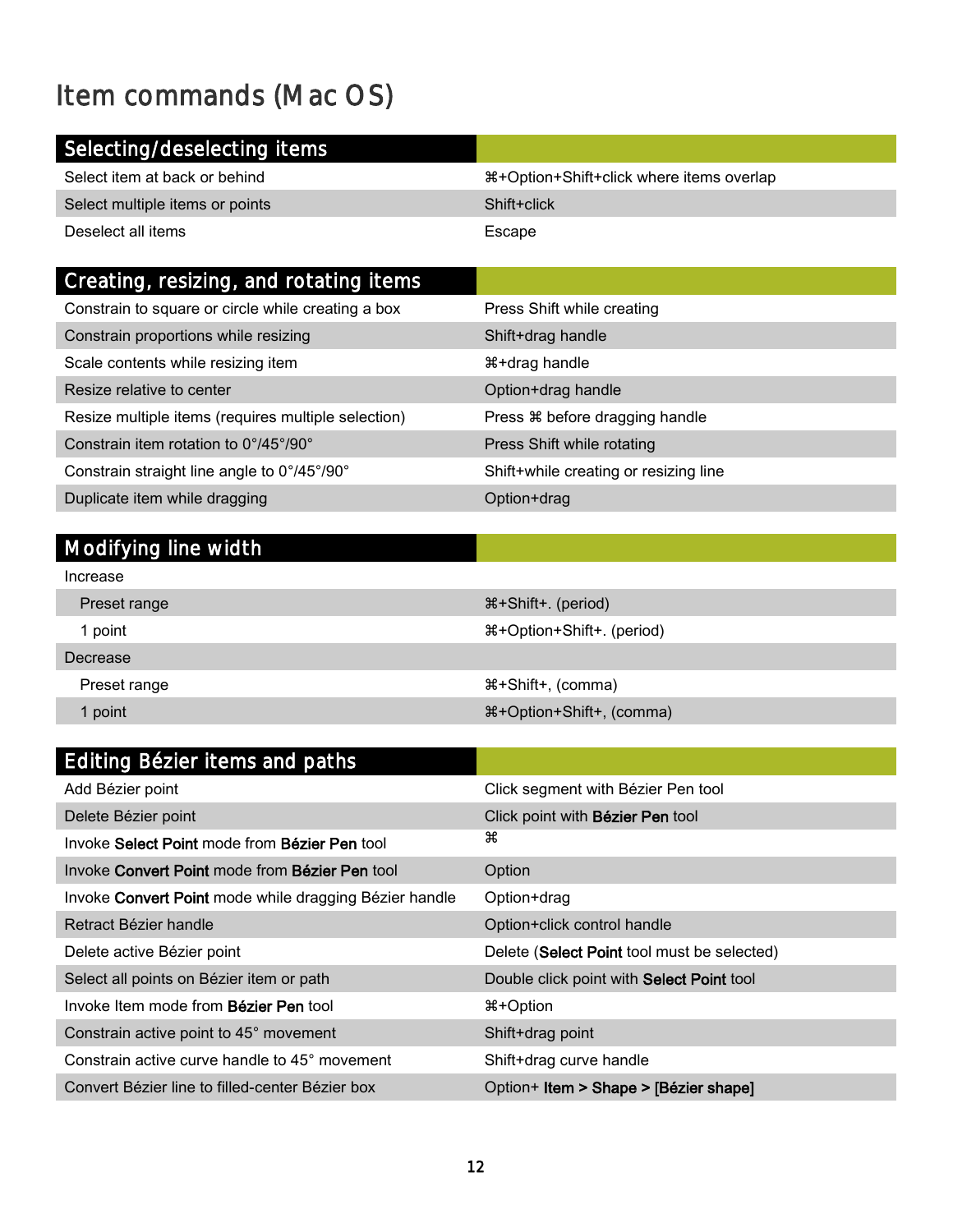# Item commands (Mac OS)

| Selecting/deselecting items | |
|---|---|
| Select item at back or behind | ⌘+Option+Shift+click where items overlap |
| Select multiple items or points | Shift+click |
| Deselect all items | Escape |

| Creating, resizing, and rotating items | |
|---|---|
| Constrain to square or circle while creating a box | Press Shift while creating |
| Constrain proportions while resizing | Shift+drag handle |
| Scale contents while resizing item | ⌘+drag handle |
| Resize relative to center | Option+drag handle |
| Resize multiple items (requires multiple selection) | Press ⌘ before dragging handle |
| Constrain item rotation to 0°/45°/90° | Press Shift while rotating |
| Constrain straight line angle to 0°/45°/90° | Shift+while creating or resizing line |
| Duplicate item while dragging | Option+drag |

| Modifying line width | |
|---|---|
| Increase | |
| Preset range | ⌘+Shift+. (period) |
| 1 point | ⌘+Option+Shift+. (period) |
| Decrease | |
| Preset range | ⌘+Shift+, (comma) |
| 1 point | ⌘+Option+Shift+, (comma) |

| Editing Bézier items and paths | |
|---|---|
| Add Bézier point | Click segment with Bézier Pen tool |
| Delete Bézier point | Click point with **Bézier Pen** tool |
| Invoke **Select Point** mode from **Bézier Pen** tool | ⌘ |
| Invoke **Convert Point** mode from **Bézier Pen** tool | Option |
| Invoke **Convert Point** mode while dragging Bézier handle | Option+drag |
| Retract Bézier handle | Option+click control handle |
| Delete active Bézier point | Delete (**Select Point** tool must be selected) |
| Select all points on Bézier item or path | Double click point with **Select Point** tool |
| Invoke Item mode from **Bézier Pen** tool | ⌘+Option |
| Constrain active point to 45° movement | Shift+drag point |
| Constrain active curve handle to 45° movement | Shift+drag curve handle |
| Convert Bézier line to filled-center Bézier box | Option+ **Item > Shape > [Bézier shape]** |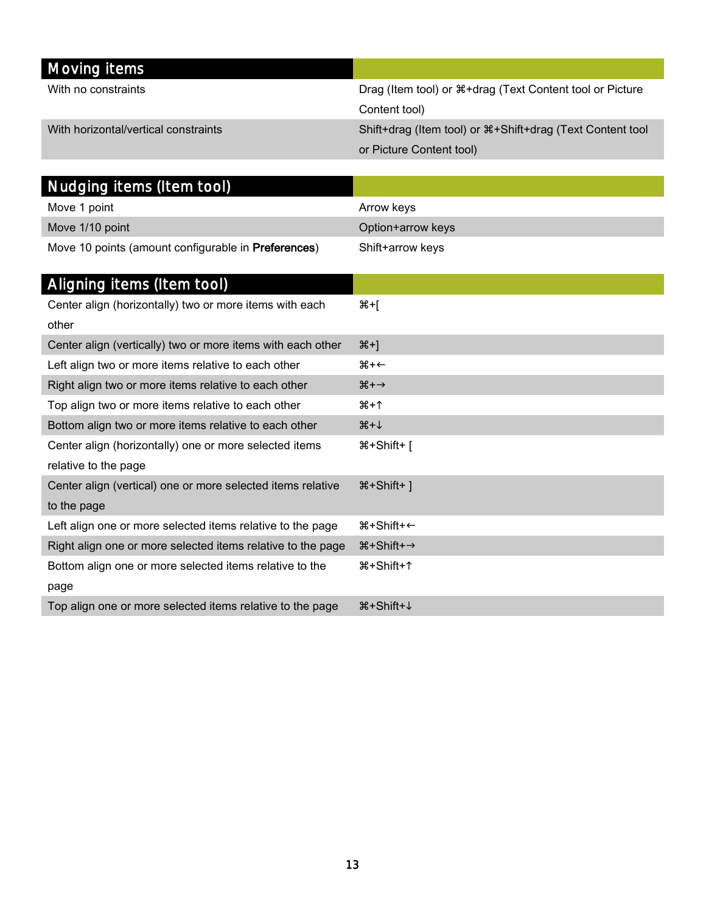| Moving items | |
|---|---|
| With no constraints | Drag (Item tool) or ⌘+drag (Text Content tool or Picture Content tool) |
| With horizontal/vertical constraints | Shift+drag (Item tool) or ⌘+Shift+drag (Text Content tool or Picture Content tool) |

| Nudging items (Item tool) | |
|---|---|
| Move 1 point | Arrow keys |
| Move 1/10 point | Option+arrow keys |
| Move 10 points (amount configurable in **Preferences**) | Shift+arrow keys |

| Aligning items (Item tool) | |
|---|---|
| Center align (horizontally) two or more items with each other | ⌘+[ |
| Center align (vertically) two or more items with each other | ⌘+] |
| Left align two or more items relative to each other | ⌘+← |
| Right align two or more items relative to each other | ⌘+→ |
| Top align two or more items relative to each other | ⌘+↑ |
| Bottom align two or more items relative to each other | ⌘+↓ |
| Center align (horizontally) one or more selected items relative to the page | ⌘+Shift+ [ |
| Center align (vertical) one or more selected items relative to the page | ⌘+Shift+ ] |
| Left align one or more selected items relative to the page | ⌘+Shift+← |
| Right align one or more selected items relative to the page | ⌘+Shift+→ |
| Bottom align one or more selected items relative to the page | ⌘+Shift+↑ |
| Top align one or more selected items relative to the page | ⌘+Shift+↓ |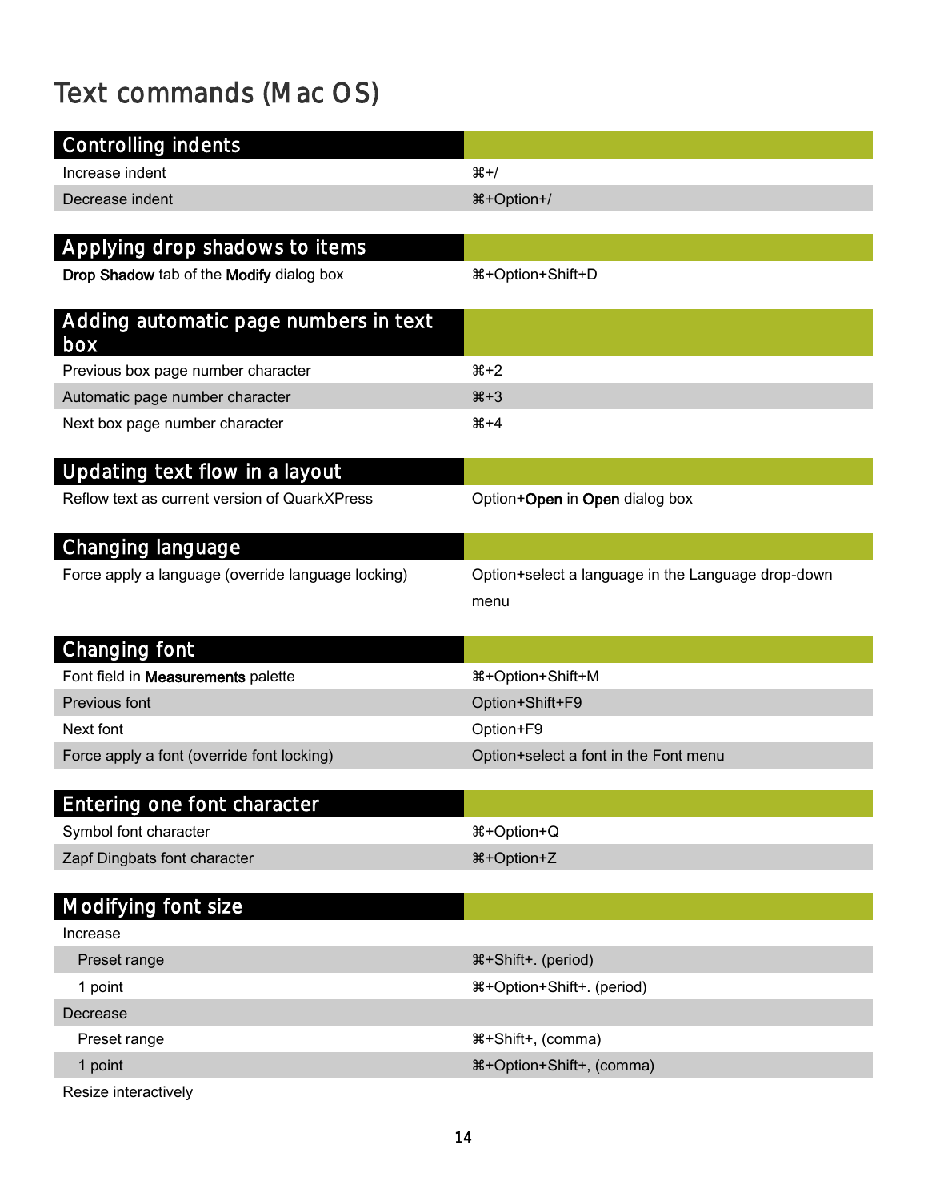# Text commands (Mac OS)

| Controlling indents | |
|---|---|
| Increase indent | ⌘+/ |
| Decrease indent | ⌘+Option+/ |

| Applying drop shadows to items | |
|---|---|
| **Drop Shadow** tab of the **Modify** dialog box | ⌘+Option+Shift+D |

| Adding automatic page numbers in text box | |
|---|---|
| Previous box page number character | ⌘+2 |
| Automatic page number character | ⌘+3 |
| Next box page number character | ⌘+4 |

| Updating text flow in a layout | |
|---|---|
| Reflow text as current version of QuarkXPress | Option+**Open** in **Open** dialog box |

| Changing language | |
|---|---|
| Force apply a language (override language locking) | Option+select a language in the Language drop-down menu |

| Changing font | |
|---|---|
| Font field in **Measurements** palette | ⌘+Option+Shift+M |
| Previous font | Option+Shift+F9 |
| Next font | Option+F9 |
| Force apply a font (override font locking) | Option+select a font in the Font menu |

| Entering one font character | |
|---|---|
| Symbol font character | ⌘+Option+Q |
| Zapf Dingbats font character | ⌘+Option+Z |

| Modifying font size | |
|---|---|
| Increase | |
| Preset range | ⌘+Shift+. (period) |
| 1 point | ⌘+Option+Shift+. (period) |
| Decrease | |
| Preset range | ⌘+Shift+, (comma) |
| 1 point | ⌘+Option+Shift+, (comma) |
| Resize interactively | |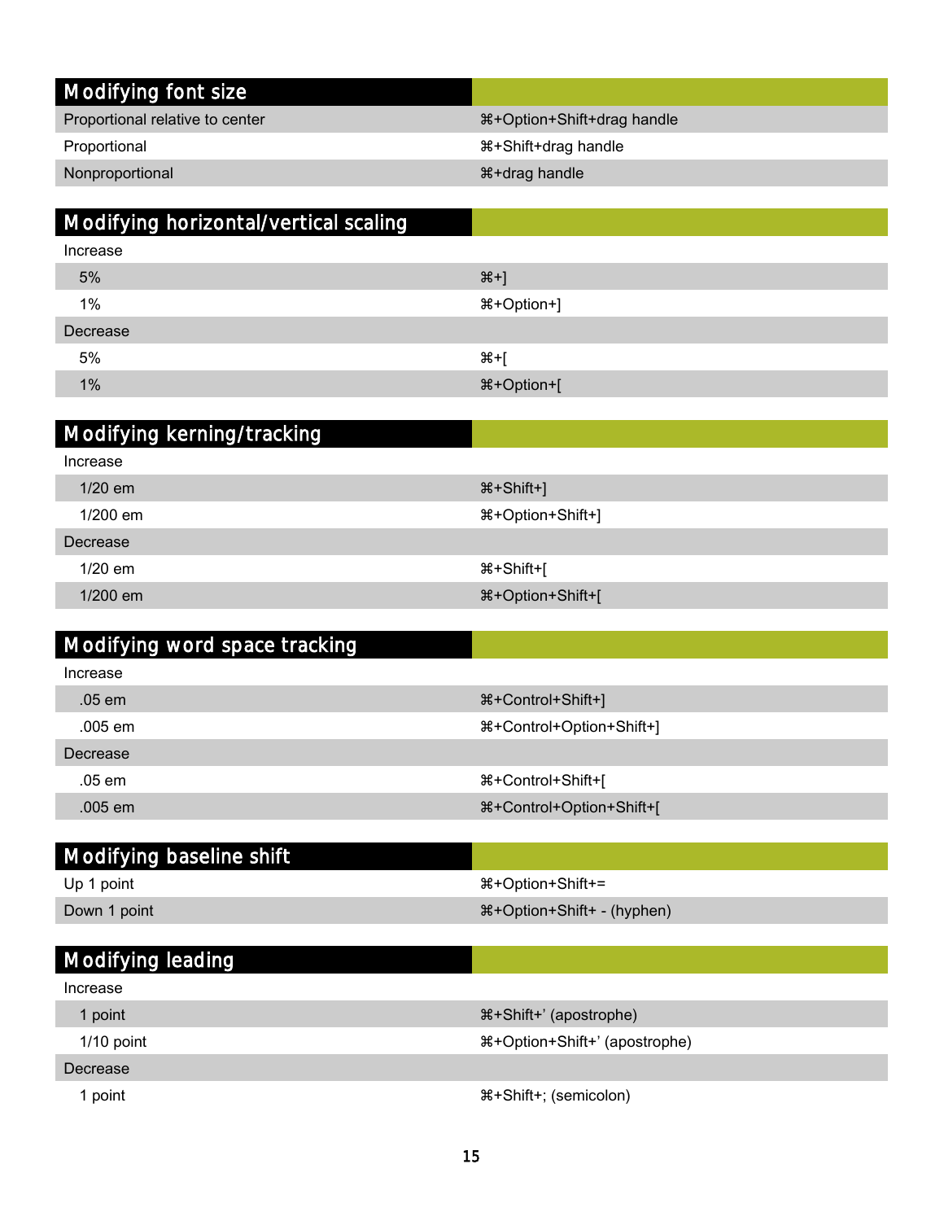| Modifying font size | |
|---|---|
| Proportional relative to center | ⌘+Option+Shift+drag handle |
| Proportional | ⌘+Shift+drag handle |
| Nonproportional | ⌘+drag handle |

| Modifying horizontal/vertical scaling | |
|---|---|
| Increase | |
| 5% | ⌘+] |
| 1% | ⌘+Option+] |
| Decrease | |
| 5% | ⌘+[ |
| 1% | ⌘+Option+[ |

| Modifying kerning/tracking | |
|---|---|
| Increase | |
| 1/20 em | ⌘+Shift+] |
| 1/200 em | ⌘+Option+Shift+] |
| Decrease | |
| 1/20 em | ⌘+Shift+[ |
| 1/200 em | ⌘+Option+Shift+[ |

| Modifying word space tracking | |
|---|---|
| Increase | |
| .05 em | ⌘+Control+Shift+] |
| .005 em | ⌘+Control+Option+Shift+] |
| Decrease | |
| .05 em | ⌘+Control+Shift+[ |
| .005 em | ⌘+Control+Option+Shift+[ |

| Modifying baseline shift | |
|---|---|
| Up 1 point | ⌘+Option+Shift+= |
| Down 1 point | ⌘+Option+Shift+ - (hyphen) |

| Modifying leading | |
|---|---|
| Increase | |
| 1 point | ⌘+Shift+' (apostrophe) |
| 1/10 point | ⌘+Option+Shift+' (apostrophe) |
| Decrease | |
| 1 point | ⌘+Shift+; (semicolon) |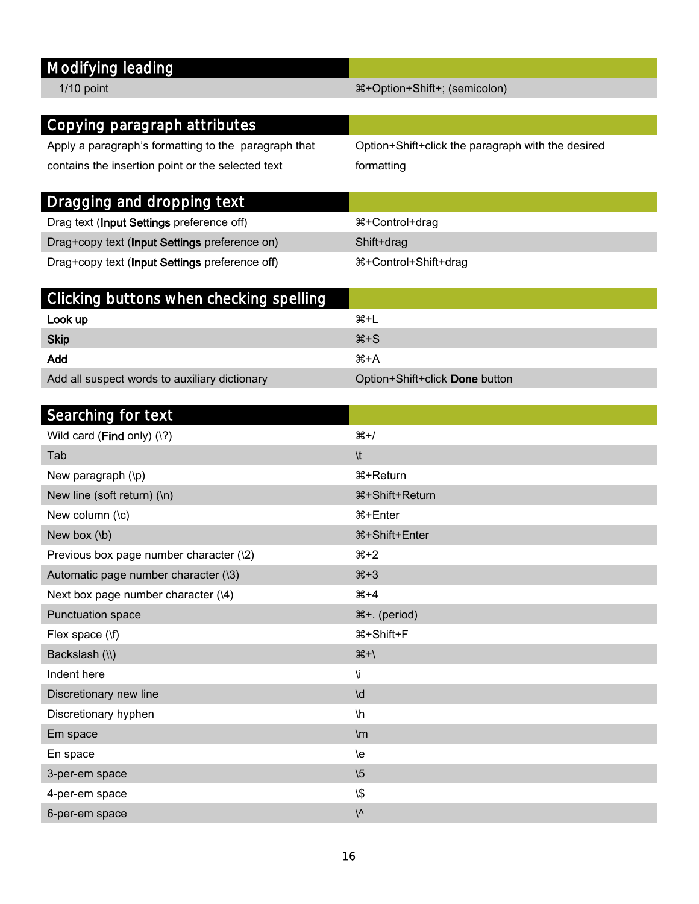## Modifying leading

| | |
|---|---|
| 1/10 point | ⌘+Option+Shift+; (semicolon) |

## Copying paragraph attributes

| | |
|---|---|
| Apply a paragraph's formatting to the paragraph that contains the insertion point or the selected text | Option+Shift+click the paragraph with the desired formatting |

## Dragging and dropping text

| | |
|---|---|
| Drag text (**Input Settings** preference off) | ⌘+Control+drag |
| Drag+copy text (**Input Settings** preference on) | Shift+drag |
| Drag+copy text (**Input Settings** preference off) | ⌘+Control+Shift+drag |

## Clicking buttons when checking spelling

| | |
|---|---|
| **Look up** | ⌘+L |
| **Skip** | ⌘+S |
| **Add** | ⌘+A |
| Add all suspect words to auxiliary dictionary | Option+Shift+click **Done** button |

## Searching for text

| | |
|---|---|
| Wild card (**Find** only) (\?) | ⌘+/ |
| Tab | \t |
| New paragraph (\p) | ⌘+Return |
| New line (soft return) (\n) | ⌘+Shift+Return |
| New column (\c) | ⌘+Enter |
| New box (\b) | ⌘+Shift+Enter |
| Previous box page number character (\2) | ⌘+2 |
| Automatic page number character (\3) | ⌘+3 |
| Next box page number character (\4) | ⌘+4 |
| Punctuation space | ⌘+. (period) |
| Flex space (\f) | ⌘+Shift+F |
| Backslash (\\) | ⌘+\ |
| Indent here | \i |
| Discretionary new line | \d |
| Discretionary hyphen | \h |
| Em space | \m |
| En space | \e |
| 3-per-em space | \5 |
| 4-per-em space | \$ |
| 6-per-em space | \^ |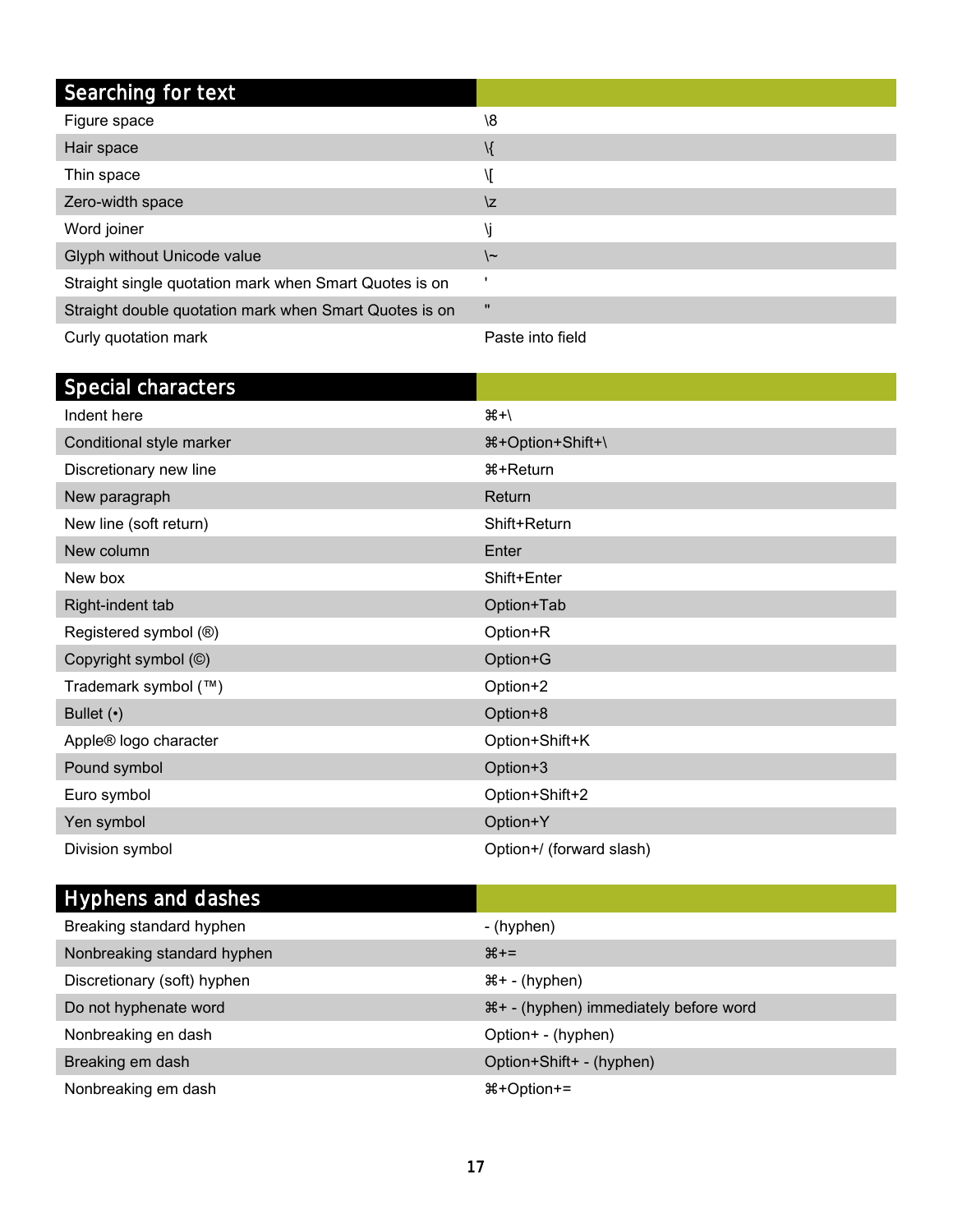| Searching for text | |
|---|---|
| Figure space | \8 |
| Hair space | \{ |
| Thin space | \[ |
| Zero-width space | \z |
| Word joiner | \j |
| Glyph without Unicode value | \~ |
| Straight single quotation mark when Smart Quotes is on | ' |
| Straight double quotation mark when Smart Quotes is on | " |
| Curly quotation mark | Paste into field |

| Special characters | |
|---|---|
| Indent here | ⌘+\ |
| Conditional style marker | ⌘+Option+Shift+\ |
| Discretionary new line | ⌘+Return |
| New paragraph | Return |
| New line (soft return) | Shift+Return |
| New column | Enter |
| New box | Shift+Enter |
| Right-indent tab | Option+Tab |
| Registered symbol (®) | Option+R |
| Copyright symbol (©) | Option+G |
| Trademark symbol (™) | Option+2 |
| Bullet (•) | Option+8 |
| Apple® logo character | Option+Shift+K |
| Pound symbol | Option+3 |
| Euro symbol | Option+Shift+2 |
| Yen symbol | Option+Y |
| Division symbol | Option+/ (forward slash) |

| Hyphens and dashes | |
|---|---|
| Breaking standard hyphen | - (hyphen) |
| Nonbreaking standard hyphen | ⌘+= |
| Discretionary (soft) hyphen | ⌘+ - (hyphen) |
| Do not hyphenate word | ⌘+ - (hyphen) immediately before word |
| Nonbreaking en dash | Option+ - (hyphen) |
| Breaking em dash | Option+Shift+ - (hyphen) |
| Nonbreaking em dash | ⌘+Option+= |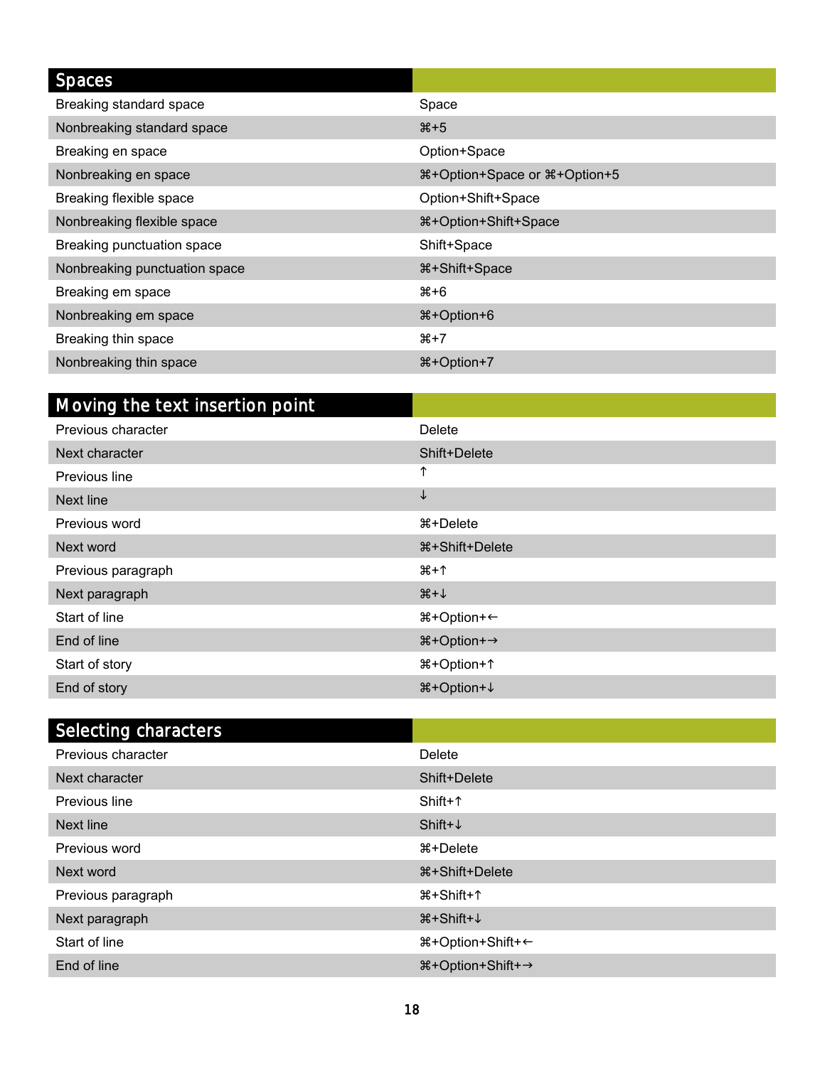## Spaces

| Spaces | |
|---|---|
| Breaking standard space | Space |
| Nonbreaking standard space | ⌘+5 |
| Breaking en space | Option+Space |
| Nonbreaking en space | ⌘+Option+Space or ⌘+Option+5 |
| Breaking flexible space | Option+Shift+Space |
| Nonbreaking flexible space | ⌘+Option+Shift+Space |
| Breaking punctuation space | Shift+Space |
| Nonbreaking punctuation space | ⌘+Shift+Space |
| Breaking em space | ⌘+6 |
| Nonbreaking em space | ⌘+Option+6 |
| Breaking thin space | ⌘+7 |
| Nonbreaking thin space | ⌘+Option+7 |

## Moving the text insertion point

| Moving the text insertion point | |
|---|---|
| Previous character | Delete |
| Next character | Shift+Delete |
| Previous line | ↑ |
| Next line | ↓ |
| Previous word | ⌘+Delete |
| Next word | ⌘+Shift+Delete |
| Previous paragraph | ⌘+↑ |
| Next paragraph | ⌘+↓ |
| Start of line | ⌘+Option+← |
| End of line | ⌘+Option+→ |
| Start of story | ⌘+Option+↑ |
| End of story | ⌘+Option+↓ |

## Selecting characters

| Selecting characters | |
|---|---|
| Previous character | Delete |
| Next character | Shift+Delete |
| Previous line | Shift+↑ |
| Next line | Shift+↓ |
| Previous word | ⌘+Delete |
| Next word | ⌘+Shift+Delete |
| Previous paragraph | ⌘+Shift+↑ |
| Next paragraph | ⌘+Shift+↓ |
| Start of line | ⌘+Option+Shift+← |
| End of line | ⌘+Option+Shift+→ |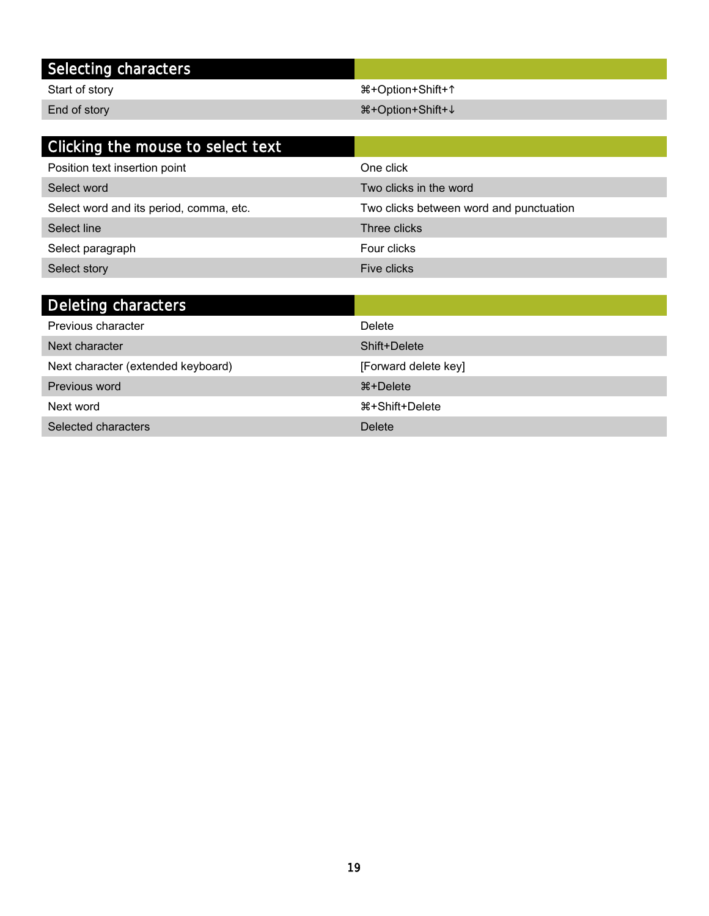| Selecting characters | |
|---|---|
| Start of story | ⌘+Option+Shift+↑ |
| End of story | ⌘+Option+Shift+↓ |

| Clicking the mouse to select text | |
|---|---|
| Position text insertion point | One click |
| Select word | Two clicks in the word |
| Select word and its period, comma, etc. | Two clicks between word and punctuation |
| Select line | Three clicks |
| Select paragraph | Four clicks |
| Select story | Five clicks |

| Deleting characters | |
|---|---|
| Previous character | Delete |
| Next character | Shift+Delete |
| Next character (extended keyboard) | [Forward delete key] |
| Previous word | ⌘+Delete |
| Next word | ⌘+Shift+Delete |
| Selected characters | Delete |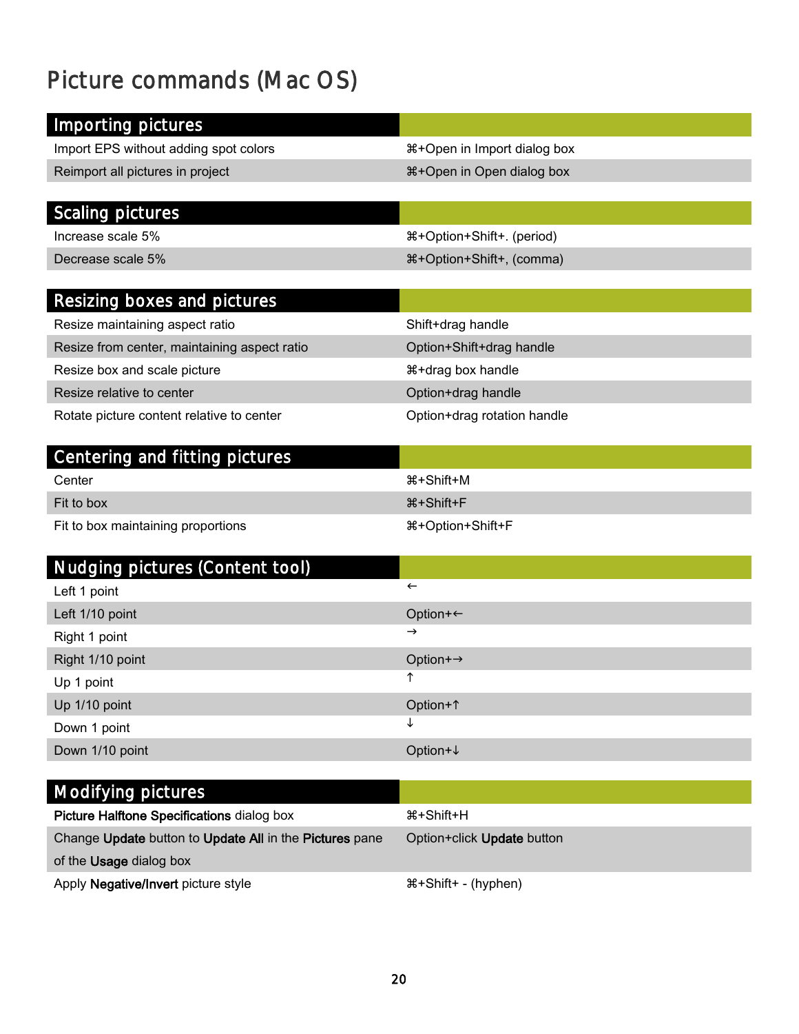# Picture commands (Mac OS)

| Importing pictures | |
|---|---|
| Import EPS without adding spot colors | ⌘+Open in Import dialog box |
| Reimport all pictures in project | ⌘+Open in Open dialog box |

| Scaling pictures | |
|---|---|
| Increase scale 5% | ⌘+Option+Shift+. (period) |
| Decrease scale 5% | ⌘+Option+Shift+, (comma) |

| Resizing boxes and pictures | |
|---|---|
| Resize maintaining aspect ratio | Shift+drag handle |
| Resize from center, maintaining aspect ratio | Option+Shift+drag handle |
| Resize box and scale picture | ⌘+drag box handle |
| Resize relative to center | Option+drag handle |
| Rotate picture content relative to center | Option+drag rotation handle |

| Centering and fitting pictures | |
|---|---|
| Center | ⌘+Shift+M |
| Fit to box | ⌘+Shift+F |
| Fit to box maintaining proportions | ⌘+Option+Shift+F |

| Nudging pictures (Content tool) | |
|---|---|
| Left 1 point | ← |
| Left 1/10 point | Option+← |
| Right 1 point | → |
| Right 1/10 point | Option+→ |
| Up 1 point | ↑ |
| Up 1/10 point | Option+↑ |
| Down 1 point | ↓ |
| Down 1/10 point | Option+↓ |

| Modifying pictures | |
|---|---|
| **Picture Halftone Specifications** dialog box | ⌘+Shift+H |
| Change **Update** button to **Update All** in the **Pictures** pane of the **Usage** dialog box | Option+click **Update** button |
| Apply **Negative/Invert** picture style | ⌘+Shift+ - (hyphen) |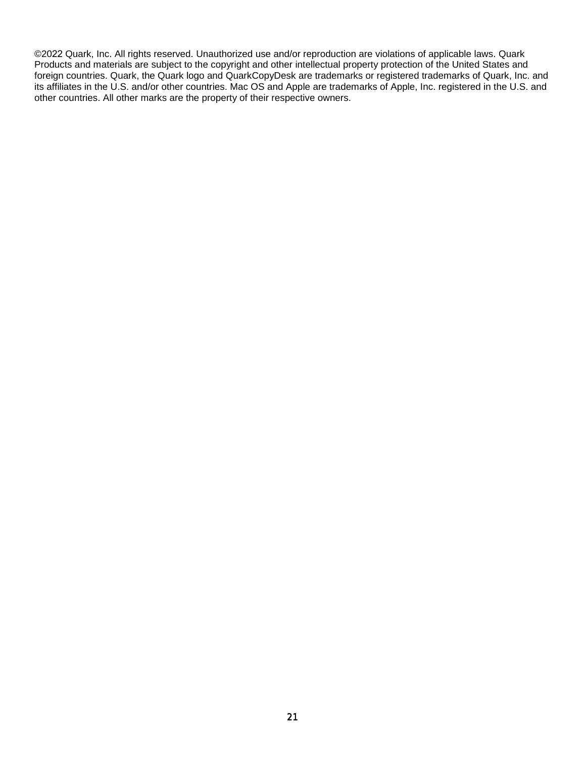©2022 Quark, Inc. All rights reserved. Unauthorized use and/or reproduction are violations of applicable laws. Quark Products and materials are subject to the copyright and other intellectual property protection of the United States and foreign countries. Quark, the Quark logo and QuarkCopyDesk are trademarks or registered trademarks of Quark, Inc. and its affiliates in the U.S. and/or other countries. Mac OS and Apple are trademarks of Apple, Inc. registered in the U.S. and other countries. All other marks are the property of their respective owners.